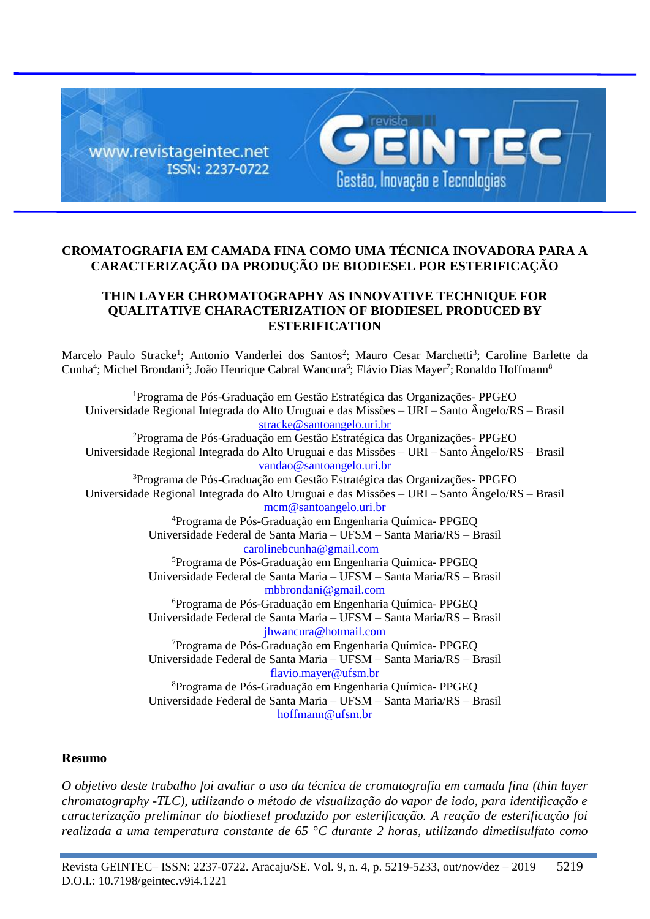# CROMATOGRAFIA EM CAMADA FINA COMO UMA TÉCNICA INOVADORA PARA A CARACTERIZAÇÃO DA PRODUÇÃO DE BIODIESEL POR ESTERIFICAÇÃO

# THIN LAYER CHROMATOGRAPHY AS INNOVATIVE TECHNIQUE FOR QUALITATIVE CHARACTERIZATION OF BIODIESEL PRODUCED BY ESTERIFICATION

Marcelo Paulo Stracke[1]; Antonio Vanderlei dos Santos[2]; Mauro Cesar Marchetti[3]; Caroline Barlette da Cunha[4]; Michel Brondani[5]; João Henrique Cabral Wancura[6]; Flávio Dias Mayer[7]; Ronaldo Hoffmann[8]

[1]Programa de Pós-Graduação em Gestão Estratégica das Organizações- PPGEO
Universidade Regional Integrada do Alto Uruguai e das Missões – URI – Santo Ângelo/RS – Brasil
stracke@santoangelo.uri.br

[2]Programa de Pós-Graduação em Gestão Estratégica das Organizações- PPGEO
Universidade Regional Integrada do Alto Uruguai e das Missões – URI – Santo Ângelo/RS – Brasil
vandao@santoangelo.uri.br

[3]Programa de Pós-Graduação em Gestão Estratégica das Organizações- PPGEO
Universidade Regional Integrada do Alto Uruguai e das Missões – URI – Santo Ângelo/RS – Brasil
mcm@santoangelo.uri.br

[4]Programa de Pós-Graduação em Engenharia Química- PPGEQ
Universidade Federal de Santa Maria – UFSM – Santa Maria/RS – Brasil
carolinebcunha@gmail.com

[5]Programa de Pós-Graduação em Engenharia Química- PPGEQ
Universidade Federal de Santa Maria – UFSM – Santa Maria/RS – Brasil
mbbrondani@gmail.com

[6]Programa de Pós-Graduação em Engenharia Química- PPGEQ
Universidade Federal de Santa Maria – UFSM – Santa Maria/RS – Brasil
jhwancura@hotmail.com

[7]Programa de Pós-Graduação em Engenharia Química- PPGEQ
Universidade Federal de Santa Maria – UFSM – Santa Maria/RS – Brasil
flavio.mayer@ufsm.br

[8]Programa de Pós-Graduação em Engenharia Química- PPGEQ
Universidade Federal de Santa Maria – UFSM – Santa Maria/RS – Brasil
hoffmann@ufsm.br

## Resumo

*O objetivo deste trabalho foi avaliar o uso da técnica de cromatografia em camada fina (thin layer chromatography -TLC), utilizando o método de visualização do vapor de iodo, para identificação e caracterização preliminar do biodiesel produzido por esterificação. A reação de esterificação foi realizada a uma temperatura constante de 65 °C durante 2 horas, utilizando dimetilsulfato como*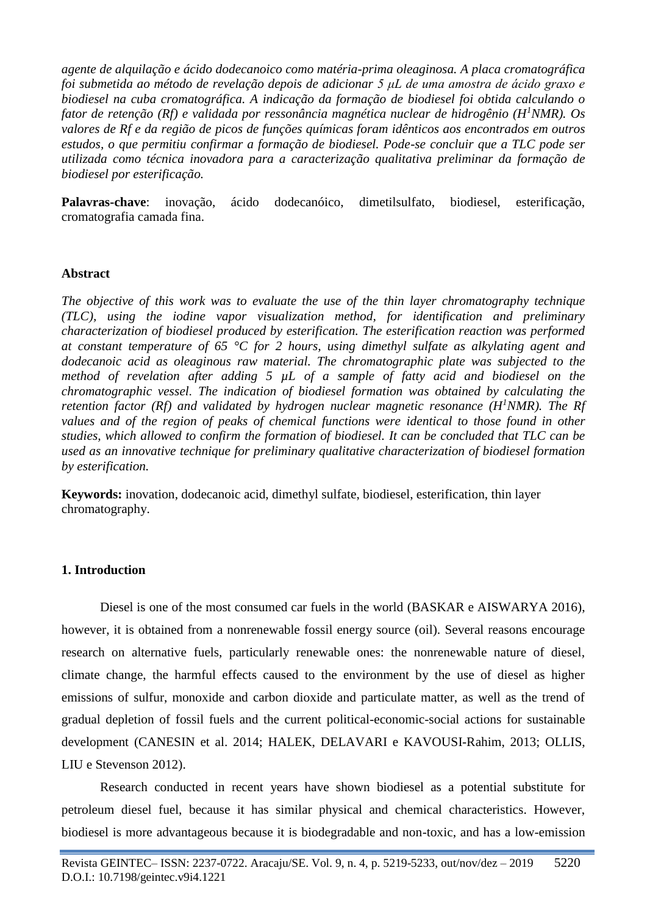*agente de alquilação e ácido dodecanoico como matéria-prima oleaginosa. A placa cromatográfica foi submetida ao método de revelação depois de adicionar 5 μL de uma amostra de ácido graxo e biodiesel na cuba cromatográfica. A indicação da formação de biodiesel foi obtida calculando o fator de retenção (Rf) e validada por ressonância magnética nuclear de hidrogênio ($H^1$NMR). Os valores de Rf e da região de picos de funções químicas foram idênticos aos encontrados em outros estudos, o que permitiu confirmar a formação de biodiesel. Pode-se concluir que a TLC pode ser utilizada como técnica inovadora para a caracterização qualitativa preliminar da formação de biodiesel por esterificação.*

**Palavras-chave**: inovação, ácido dodecanóico, dimetilsulfato, biodiesel, esterificação, cromatografia camada fina.

## Abstract

*The objective of this work was to evaluate the use of the thin layer chromatography technique (TLC), using the iodine vapor visualization method, for identification and preliminary characterization of biodiesel produced by esterification. The esterification reaction was performed at constant temperature of 65 °C for 2 hours, using dimethyl sulfate as alkylating agent and dodecanoic acid as oleaginous raw material. The chromatographic plate was subjected to the method of revelation after adding 5 μL of a sample of fatty acid and biodiesel on the chromatographic vessel. The indication of biodiesel formation was obtained by calculating the retention factor (Rf) and validated by hydrogen nuclear magnetic resonance ($H^1$NMR). The Rf values and of the region of peaks of chemical functions were identical to those found in other studies, which allowed to confirm the formation of biodiesel. It can be concluded that TLC can be used as an innovative technique for preliminary qualitative characterization of biodiesel formation by esterification.*

**Keywords:** inovation, dodecanoic acid, dimethyl sulfate, biodiesel, esterification, thin layer chromatography.

## 1. Introduction

Diesel is one of the most consumed car fuels in the world (BASKAR e AISWARYA 2016), however, it is obtained from a nonrenewable fossil energy source (oil). Several reasons encourage research on alternative fuels, particularly renewable ones: the nonrenewable nature of diesel, climate change, the harmful effects caused to the environment by the use of diesel as higher emissions of sulfur, monoxide and carbon dioxide and particulate matter, as well as the trend of gradual depletion of fossil fuels and the current political-economic-social actions for sustainable development (CANESIN et al. 2014; HALEK, DELAVARI e KAVOUSI-Rahim, 2013; OLLIS, LIU e Stevenson 2012).

Research conducted in recent years have shown biodiesel as a potential substitute for petroleum diesel fuel, because it has similar physical and chemical characteristics. However, biodiesel is more advantageous because it is biodegradable and non-toxic, and has a low-emission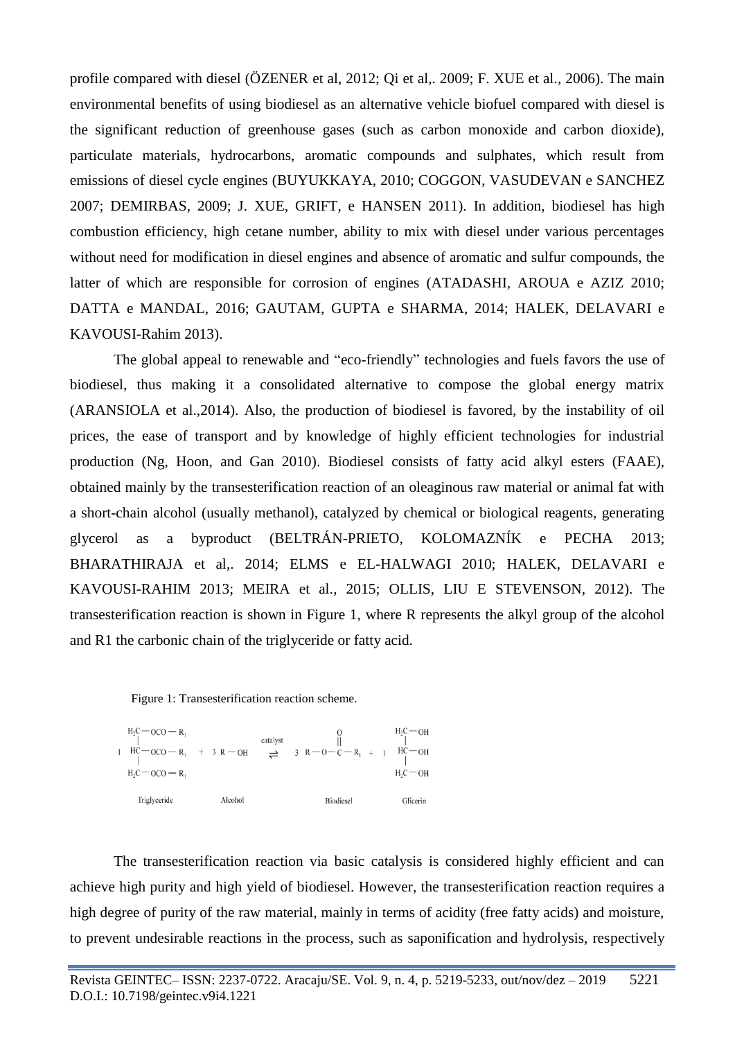profile compared with diesel (ÖZENER et al, 2012; Qi et al,. 2009; F. XUE et al., 2006). The main environmental benefits of using biodiesel as an alternative vehicle biofuel compared with diesel is the significant reduction of greenhouse gases (such as carbon monoxide and carbon dioxide), particulate materials, hydrocarbons, aromatic compounds and sulphates, which result from emissions of diesel cycle engines (BUYUKKAYA, 2010; COGGON, VASUDEVAN e SANCHEZ 2007; DEMIRBAS, 2009; J. XUE, GRIFT, e HANSEN 2011). In addition, biodiesel has high combustion efficiency, high cetane number, ability to mix with diesel under various percentages without need for modification in diesel engines and absence of aromatic and sulfur compounds, the latter of which are responsible for corrosion of engines (ATADASHI, AROUA e AZIZ 2010; DATTA e MANDAL, 2016; GAUTAM, GUPTA e SHARMA, 2014; HALEK, DELAVARI e KAVOUSI-Rahim 2013).

The global appeal to renewable and "eco-friendly" technologies and fuels favors the use of biodiesel, thus making it a consolidated alternative to compose the global energy matrix (ARANSIOLA et al.,2014). Also, the production of biodiesel is favored, by the instability of oil prices, the ease of transport and by knowledge of highly efficient technologies for industrial production (Ng, Hoon, and Gan 2010). Biodiesel consists of fatty acid alkyl esters (FAAE), obtained mainly by the transesterification reaction of an oleaginous raw material or animal fat with a short-chain alcohol (usually methanol), catalyzed by chemical or biological reagents, generating glycerol as a byproduct (BELTRÁN-PRIETO, KOLOMAZNÍK e PECHA 2013; BHARATHIRAJA et al,. 2014; ELMS e EL-HALWAGI 2010; HALEK, DELAVARI e KAVOUSI-RAHIM 2013; MEIRA et al., 2015; OLLIS, LIU E STEVENSON, 2012). The transesterification reaction is shown in Figure 1, where R represents the alkyl group of the alcohol and R1 the carbonic chain of the triglyceride or fatty acid.

Figure 1: Transesterification reaction scheme.

$$1\ \begin{matrix} H_2C-OCO-R_1 \\ | \\ HC-OCO-R_1 \\ | \\ H_2C-OCO-R_1 \end{matrix} + 3\ R-OH \underset{}{\overset{\text{catalyst}}{\rightleftharpoons}} 3\ R-O-\overset{\overset{\displaystyle O}{\|}}{C}-R_1 + 1\ \begin{matrix} H_2C-OH \\ | \\ HC-OH \\ | \\ H_2C-OH \end{matrix}$$

Triglyceride &emsp; Alcohol &emsp; Biodiesel &emsp; Glicerin

The transesterification reaction via basic catalysis is considered highly efficient and can achieve high purity and high yield of biodiesel. However, the transesterification reaction requires a high degree of purity of the raw material, mainly in terms of acidity (free fatty acids) and moisture, to prevent undesirable reactions in the process, such as saponification and hydrolysis, respectively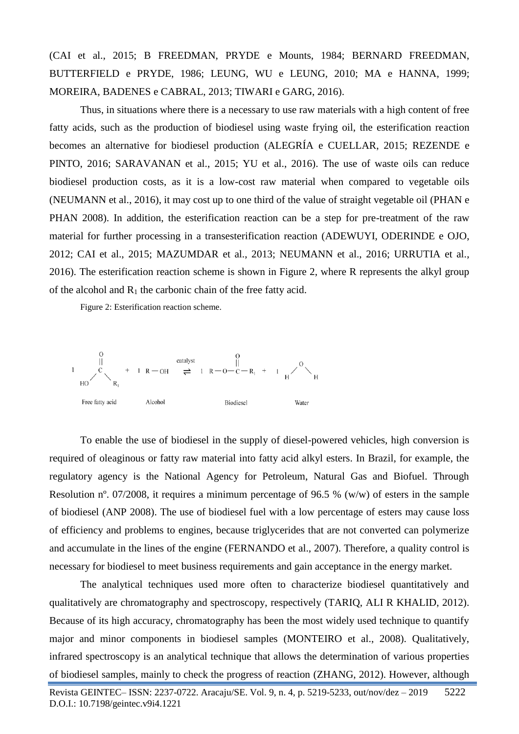(CAI et al., 2015; B FREEDMAN, PRYDE e Mounts, 1984; BERNARD FREEDMAN, BUTTERFIELD e PRYDE, 1986; LEUNG, WU e LEUNG, 2010; MA e HANNA, 1999; MOREIRA, BADENES e CABRAL, 2013; TIWARI e GARG, 2016).

Thus, in situations where there is a necessary to use raw materials with a high content of free fatty acids, such as the production of biodiesel using waste frying oil, the esterification reaction becomes an alternative for biodiesel production (ALEGRÍA e CUELLAR, 2015; REZENDE e PINTO, 2016; SARAVANAN et al., 2015; YU et al., 2016). The use of waste oils can reduce biodiesel production costs, as it is a low-cost raw material when compared to vegetable oils (NEUMANN et al., 2016), it may cost up to one third of the value of straight vegetable oil (PHAN e PHAN 2008). In addition, the esterification reaction can be a step for pre-treatment of the raw material for further processing in a transesterification reaction (ADEWUYI, ODERINDE e OJO, 2012; CAI et al., 2015; MAZUMDAR et al., 2013; NEUMANN et al., 2016; URRUTIA et al., 2016). The esterification reaction scheme is shown in Figure 2, where R represents the alkyl group of the alcohol and $R_1$ the carbonic chain of the free fatty acid.

Figure 2: Esterification reaction scheme.

$$1\ HO{-}C({=}O){-}R_1 + 1\ R{-}OH \xrightleftharpoons{\text{catalyst}} 1\ R{-}O{-}C({=}O){-}R_1 + 1\ H_2O$$

Free fatty acid — Alcohol — Biodiesel — Water

To enable the use of biodiesel in the supply of diesel-powered vehicles, high conversion is required of oleaginous or fatty raw material into fatty acid alkyl esters. In Brazil, for example, the regulatory agency is the National Agency for Petroleum, Natural Gas and Biofuel. Through Resolution nº. 07/2008, it requires a minimum percentage of 96.5 % (w/w) of esters in the sample of biodiesel (ANP 2008). The use of biodiesel fuel with a low percentage of esters may cause loss of efficiency and problems to engines, because triglycerides that are not converted can polymerize and accumulate in the lines of the engine (FERNANDO et al., 2007). Therefore, a quality control is necessary for biodiesel to meet business requirements and gain acceptance in the energy market.

The analytical techniques used more often to characterize biodiesel quantitatively and qualitatively are chromatography and spectroscopy, respectively (TARIQ, ALI R KHALID, 2012). Because of its high accuracy, chromatography has been the most widely used technique to quantify major and minor components in biodiesel samples (MONTEIRO et al., 2008). Qualitatively, infrared spectroscopy is an analytical technique that allows the determination of various properties of biodiesel samples, mainly to check the progress of reaction (ZHANG, 2012). However, although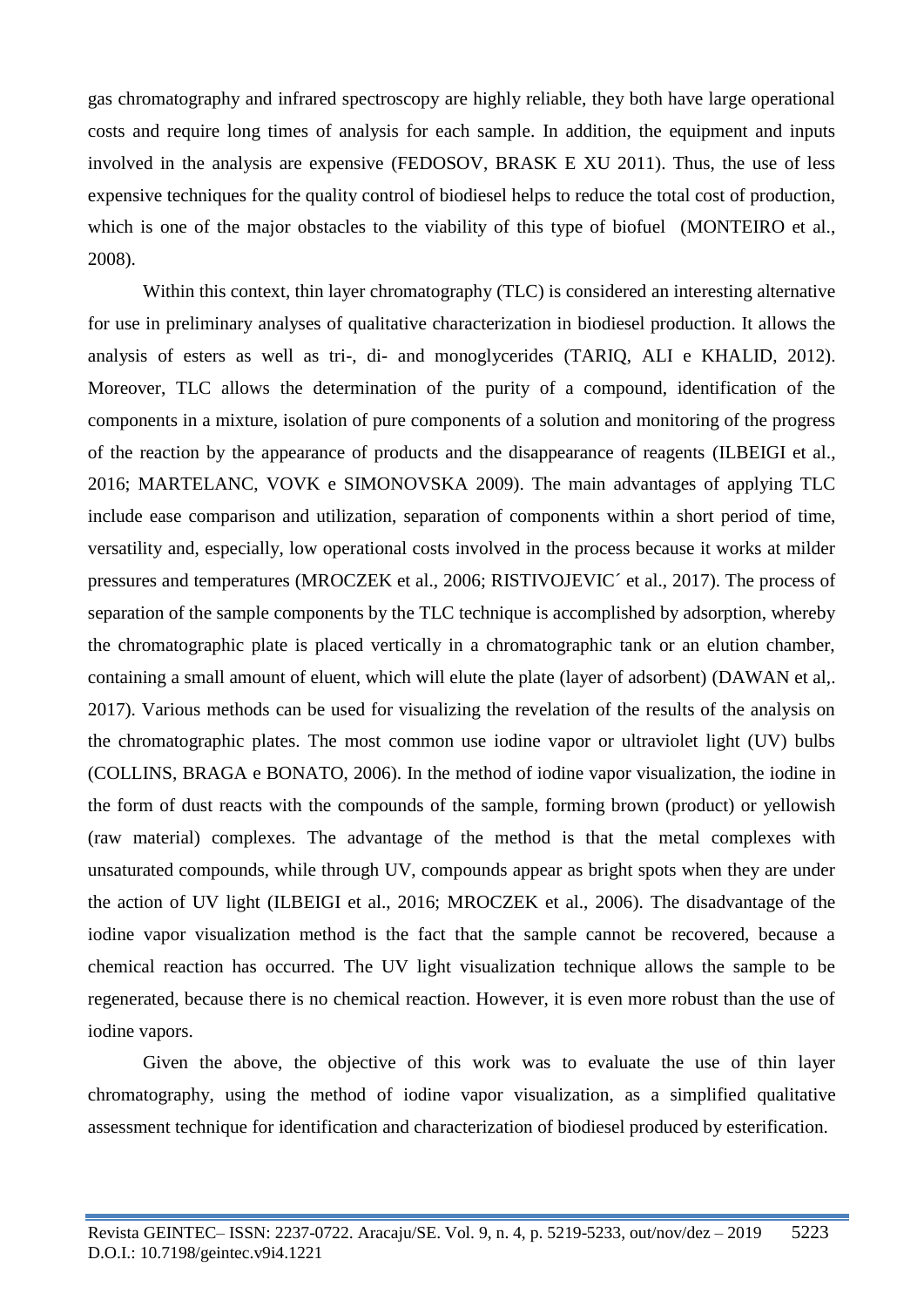gas chromatography and infrared spectroscopy are highly reliable, they both have large operational costs and require long times of analysis for each sample. In addition, the equipment and inputs involved in the analysis are expensive (FEDOSOV, BRASK E XU 2011). Thus, the use of less expensive techniques for the quality control of biodiesel helps to reduce the total cost of production, which is one of the major obstacles to the viability of this type of biofuel (MONTEIRO et al., 2008).

Within this context, thin layer chromatography (TLC) is considered an interesting alternative for use in preliminary analyses of qualitative characterization in biodiesel production. It allows the analysis of esters as well as tri-, di- and monoglycerides (TARIQ, ALI e KHALID, 2012). Moreover, TLC allows the determination of the purity of a compound, identification of the components in a mixture, isolation of pure components of a solution and monitoring of the progress of the reaction by the appearance of products and the disappearance of reagents (ILBEIGI et al., 2016; MARTELANC, VOVK e SIMONOVSKA 2009). The main advantages of applying TLC include ease comparison and utilization, separation of components within a short period of time, versatility and, especially, low operational costs involved in the process because it works at milder pressures and temperatures (MROCZEK et al., 2006; RISTIVOJEVIC´ et al., 2017). The process of separation of the sample components by the TLC technique is accomplished by adsorption, whereby the chromatographic plate is placed vertically in a chromatographic tank or an elution chamber, containing a small amount of eluent, which will elute the plate (layer of adsorbent) (DAWAN et al,. 2017). Various methods can be used for visualizing the revelation of the results of the analysis on the chromatographic plates. The most common use iodine vapor or ultraviolet light (UV) bulbs (COLLINS, BRAGA e BONATO, 2006). In the method of iodine vapor visualization, the iodine in the form of dust reacts with the compounds of the sample, forming brown (product) or yellowish (raw material) complexes. The advantage of the method is that the metal complexes with unsaturated compounds, while through UV, compounds appear as bright spots when they are under the action of UV light (ILBEIGI et al., 2016; MROCZEK et al., 2006). The disadvantage of the iodine vapor visualization method is the fact that the sample cannot be recovered, because a chemical reaction has occurred. The UV light visualization technique allows the sample to be regenerated, because there is no chemical reaction. However, it is even more robust than the use of iodine vapors.

Given the above, the objective of this work was to evaluate the use of thin layer chromatography, using the method of iodine vapor visualization, as a simplified qualitative assessment technique for identification and characterization of biodiesel produced by esterification.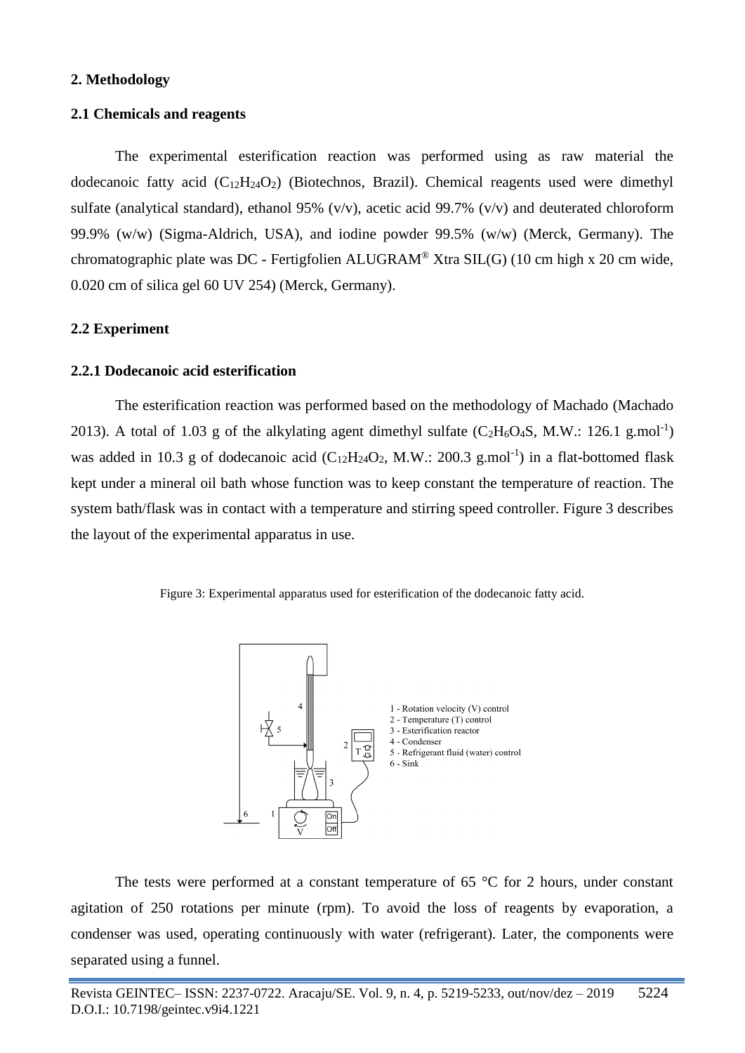## 2. Methodology

### 2.1 Chemicals and reagents

The experimental esterification reaction was performed using as raw material the dodecanoic fatty acid ($C_{12}H_{24}O_2$) (Biotechnos, Brazil). Chemical reagents used were dimethyl sulfate (analytical standard), ethanol 95% (v/v), acetic acid 99.7% (v/v) and deuterated chloroform 99.9% (w/w) (Sigma-Aldrich, USA), and iodine powder 99.5% (w/w) (Merck, Germany). The chromatographic plate was DC - Fertigfolien ALUGRAM® Xtra SIL(G) (10 cm high x 20 cm wide, 0.020 cm of silica gel 60 UV 254) (Merck, Germany).

### 2.2 Experiment

#### 2.2.1 Dodecanoic acid esterification

The esterification reaction was performed based on the methodology of Machado (Machado 2013). A total of 1.03 g of the alkylating agent dimethyl sulfate ($C_2H_6O_4S$, M.W.: 126.1 g.mol$^{-1}$) was added in 10.3 g of dodecanoic acid ($C_{12}H_{24}O_2$, M.W.: 200.3 g.mol$^{-1}$) in a flat-bottomed flask kept under a mineral oil bath whose function was to keep constant the temperature of reaction. The system bath/flask was in contact with a temperature and stirring speed controller. Figure 3 describes the layout of the experimental apparatus in use.

Figure 3: Experimental apparatus used for esterification of the dodecanoic fatty acid.

1 - Rotation velocity (V) control
2 - Temperature (T) control
3 - Esterification reactor
4 - Condenser
5 - Refrigerant fluid (water) control
6 - Sink

The tests were performed at a constant temperature of 65 °C for 2 hours, under constant agitation of 250 rotations per minute (rpm). To avoid the loss of reagents by evaporation, a condenser was used, operating continuously with water (refrigerant). Later, the components were separated using a funnel.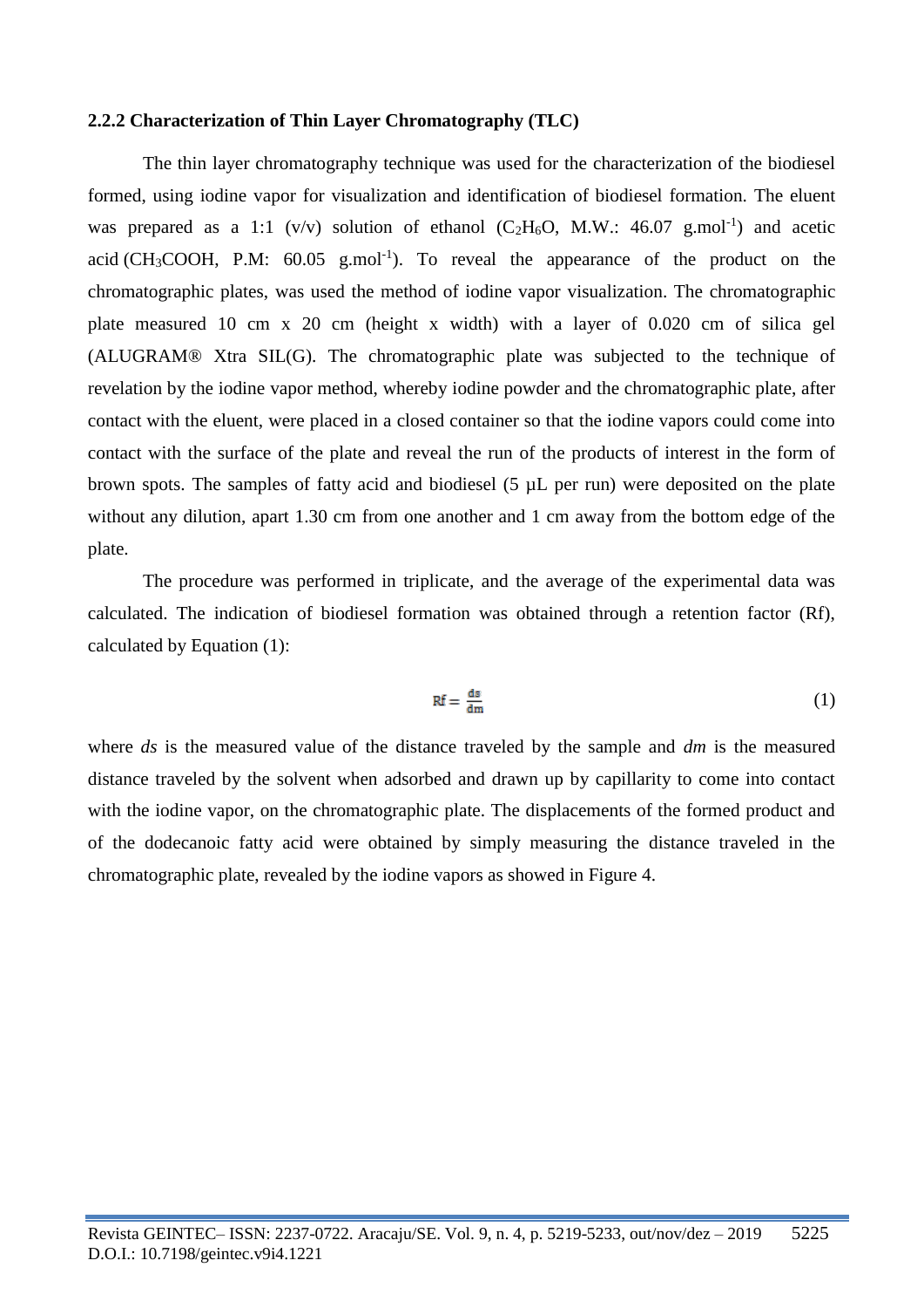### 2.2.2 Characterization of Thin Layer Chromatography (TLC)

The thin layer chromatography technique was used for the characterization of the biodiesel formed, using iodine vapor for visualization and identification of biodiesel formation. The eluent was prepared as a 1:1 (v/v) solution of ethanol ($C_2H_6O$, M.W.: 46.07 g.mol$^{-1}$) and acetic acid ($CH_3COOH$, P.M: 60.05 g.mol$^{-1}$). To reveal the appearance of the product on the chromatographic plates, was used the method of iodine vapor visualization. The chromatographic plate measured 10 cm x 20 cm (height x width) with a layer of 0.020 cm of silica gel (ALUGRAM® Xtra SIL(G). The chromatographic plate was subjected to the technique of revelation by the iodine vapor method, whereby iodine powder and the chromatographic plate, after contact with the eluent, were placed in a closed container so that the iodine vapors could come into contact with the surface of the plate and reveal the run of the products of interest in the form of brown spots. The samples of fatty acid and biodiesel (5 µL per run) were deposited on the plate without any dilution, apart 1.30 cm from one another and 1 cm away from the bottom edge of the plate.

The procedure was performed in triplicate, and the average of the experimental data was calculated. The indication of biodiesel formation was obtained through a retention factor (Rf), calculated by Equation (1):

$$Rf = \frac{ds}{dm} \tag{1}$$

where *ds* is the measured value of the distance traveled by the sample and *dm* is the measured distance traveled by the solvent when adsorbed and drawn up by capillarity to come into contact with the iodine vapor, on the chromatographic plate. The displacements of the formed product and of the dodecanoic fatty acid were obtained by simply measuring the distance traveled in the chromatographic plate, revealed by the iodine vapors as showed in Figure 4.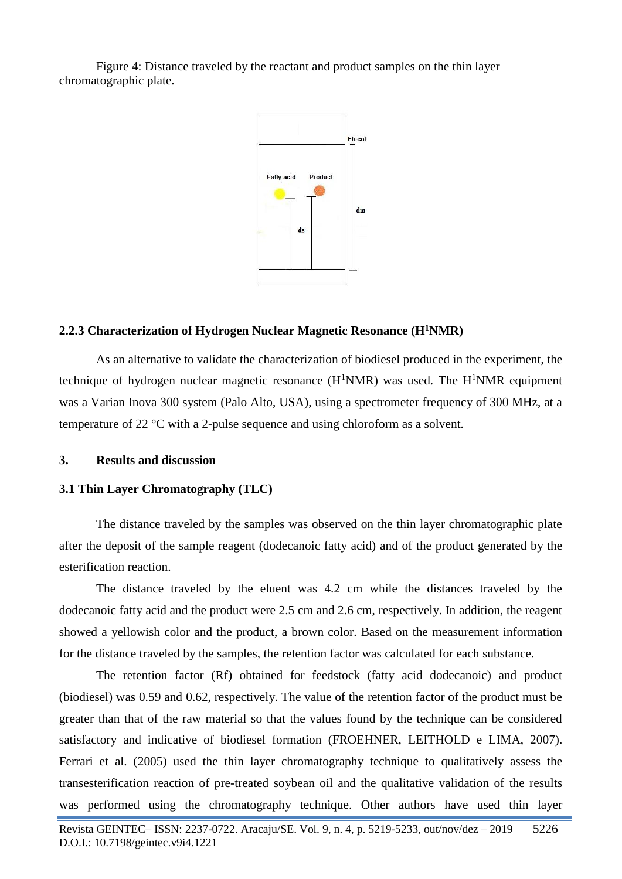Figure 4: Distance traveled by the reactant and product samples on the thin layer chromatographic plate.

### 2.2.3 Characterization of Hydrogen Nuclear Magnetic Resonance ($H^1$NMR)

As an alternative to validate the characterization of biodiesel produced in the experiment, the technique of hydrogen nuclear magnetic resonance ($H^1$NMR) was used. The $H^1$NMR equipment was a Varian Inova 300 system (Palo Alto, USA), using a spectrometer frequency of 300 MHz, at a temperature of 22 °C with a 2-pulse sequence and using chloroform as a solvent.

## 3. Results and discussion

### 3.1 Thin Layer Chromatography (TLC)

The distance traveled by the samples was observed on the thin layer chromatographic plate after the deposit of the sample reagent (dodecanoic fatty acid) and of the product generated by the esterification reaction.

The distance traveled by the eluent was 4.2 cm while the distances traveled by the dodecanoic fatty acid and the product were 2.5 cm and 2.6 cm, respectively. In addition, the reagent showed a yellowish color and the product, a brown color. Based on the measurement information for the distance traveled by the samples, the retention factor was calculated for each substance.

The retention factor (Rf) obtained for feedstock (fatty acid dodecanoic) and product (biodiesel) was 0.59 and 0.62, respectively. The value of the retention factor of the product must be greater than that of the raw material so that the values found by the technique can be considered satisfactory and indicative of biodiesel formation (FROEHNER, LEITHOLD e LIMA, 2007). Ferrari et al. (2005) used the thin layer chromatography technique to qualitatively assess the transesterification reaction of pre-treated soybean oil and the qualitative validation of the results was performed using the chromatography technique. Other authors have used thin layer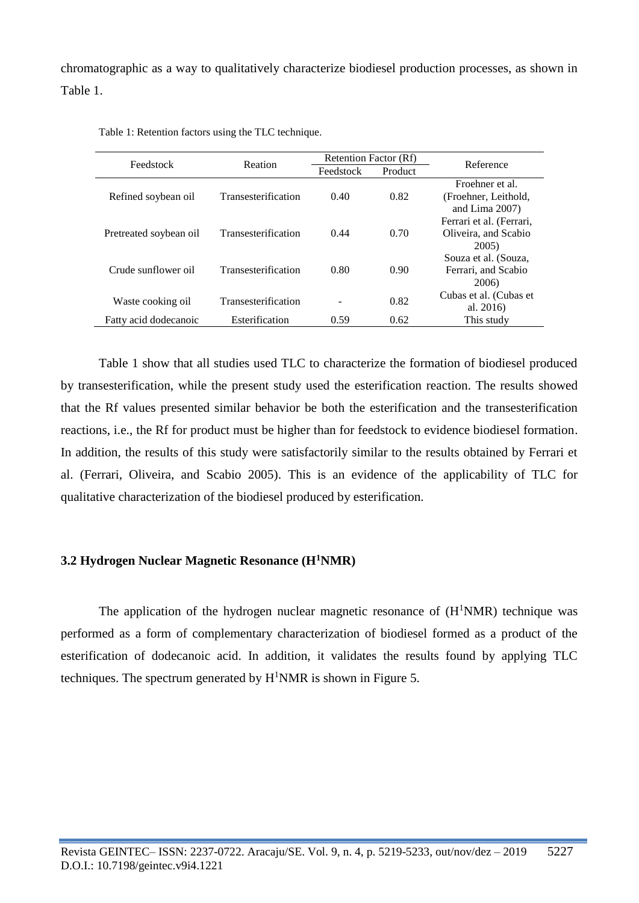chromatographic as a way to qualitatively characterize biodiesel production processes, as shown in Table 1.

Table 1: Retention factors using the TLC technique.

| Feedstock | Reation | Retention Factor (Rf) | | Reference |
|---|---|---|---|---|
| | | Feedstock | Product | |
| Refined soybean oil | Transesterification | 0.40 | 0.82 | Froehner et al. (Froehner, Leithold, and Lima 2007) |
| Pretreated soybean oil | Transesterification | 0.44 | 0.70 | Ferrari et al. (Ferrari, Oliveira, and Scabio 2005) |
| Crude sunflower oil | Transesterification | 0.80 | 0.90 | Souza et al. (Souza, Ferrari, and Scabio 2006) |
| Waste cooking oil | Transesterification | - | 0.82 | Cubas et al. (Cubas et al. 2016) |
| Fatty acid dodecanoic | Esterification | 0.59 | 0.62 | This study |

Table 1 show that all studies used TLC to characterize the formation of biodiesel produced by transesterification, while the present study used the esterification reaction. The results showed that the Rf values presented similar behavior be both the esterification and the transesterification reactions, i.e., the Rf for product must be higher than for feedstock to evidence biodiesel formation. In addition, the results of this study were satisfactorily similar to the results obtained by Ferrari et al. (Ferrari, Oliveira, and Scabio 2005). This is an evidence of the applicability of TLC for qualitative characterization of the biodiesel produced by esterification.

### 3.2 Hydrogen Nuclear Magnetic Resonance ($H^1NMR$)

The application of the hydrogen nuclear magnetic resonance of ($H^1NMR$) technique was performed as a form of complementary characterization of biodiesel formed as a product of the esterification of dodecanoic acid. In addition, it validates the results found by applying TLC techniques. The spectrum generated by $H^1NMR$ is shown in Figure 5.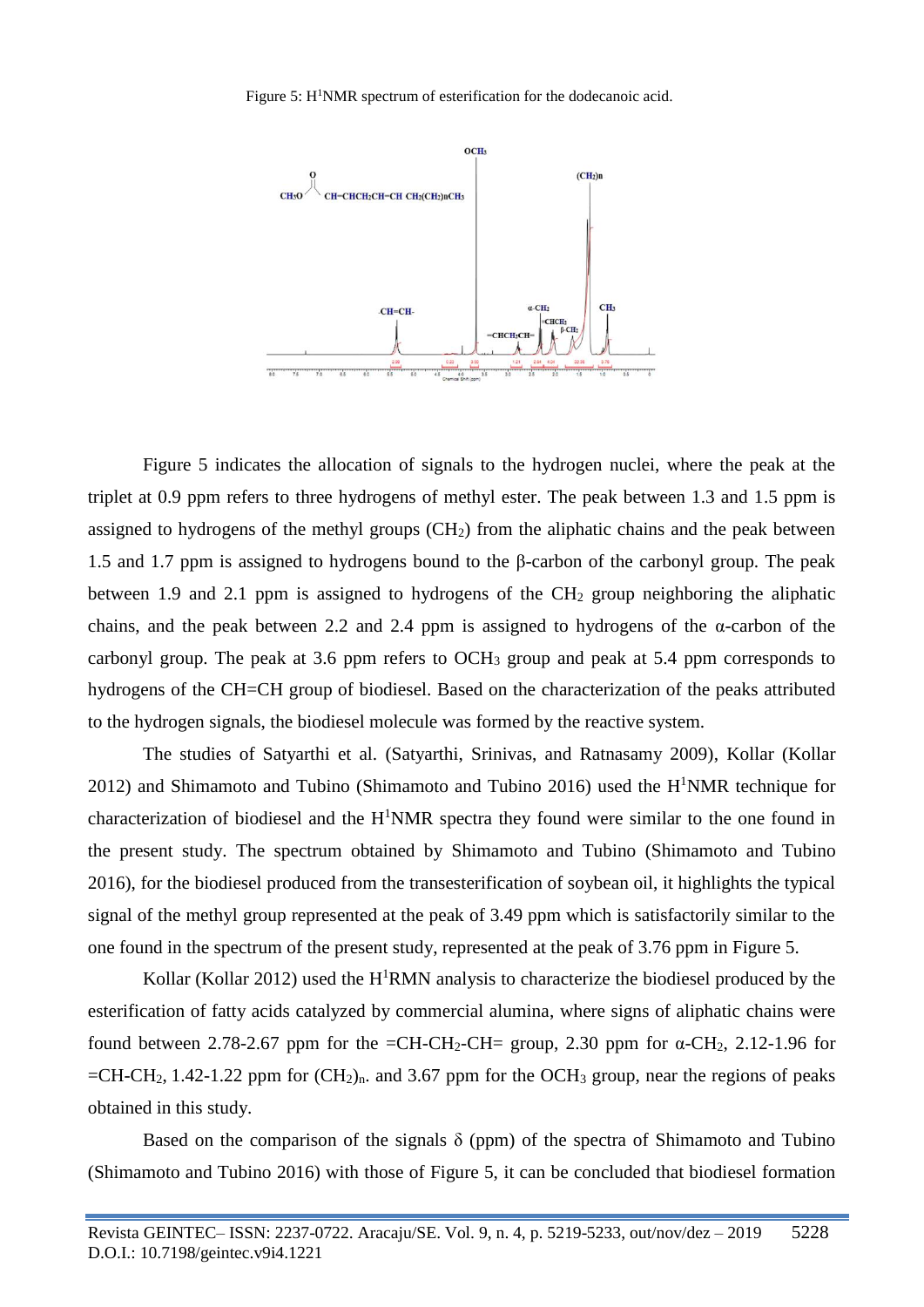Figure 5: $H^1$NMR spectrum of esterification for the dodecanoic acid.

Figure 5 indicates the allocation of signals to the hydrogen nuclei, where the peak at the triplet at 0.9 ppm refers to three hydrogens of methyl ester. The peak between 1.3 and 1.5 ppm is assigned to hydrogens of the methyl groups ($CH_2$) from the aliphatic chains and the peak between 1.5 and 1.7 ppm is assigned to hydrogens bound to the β-carbon of the carbonyl group. The peak between 1.9 and 2.1 ppm is assigned to hydrogens of the $CH_2$ group neighboring the aliphatic chains, and the peak between 2.2 and 2.4 ppm is assigned to hydrogens of the α-carbon of the carbonyl group. The peak at 3.6 ppm refers to $OCH_3$ group and peak at 5.4 ppm corresponds to hydrogens of the CH=CH group of biodiesel. Based on the characterization of the peaks attributed to the hydrogen signals, the biodiesel molecule was formed by the reactive system.

The studies of Satyarthi et al. (Satyarthi, Srinivas, and Ratnasamy 2009), Kollar (Kollar 2012) and Shimamoto and Tubino (Shimamoto and Tubino 2016) used the $H^1$NMR technique for characterization of biodiesel and the $H^1$NMR spectra they found were similar to the one found in the present study. The spectrum obtained by Shimamoto and Tubino (Shimamoto and Tubino 2016), for the biodiesel produced from the transesterification of soybean oil, it highlights the typical signal of the methyl group represented at the peak of 3.49 ppm which is satisfactorily similar to the one found in the spectrum of the present study, represented at the peak of 3.76 ppm in Figure 5.

Kollar (Kollar 2012) used the $H^1$RMN analysis to characterize the biodiesel produced by the esterification of fatty acids catalyzed by commercial alumina, where signs of aliphatic chains were found between 2.78-2.67 ppm for the $=CH-CH_2-CH=$ group, 2.30 ppm for α-$CH_2$, 2.12-1.96 for $=CH-CH_2$, 1.42-1.22 ppm for $(CH_2)_n$. and 3.67 ppm for the $OCH_3$ group, near the regions of peaks obtained in this study.

Based on the comparison of the signals δ (ppm) of the spectra of Shimamoto and Tubino (Shimamoto and Tubino 2016) with those of Figure 5, it can be concluded that biodiesel formation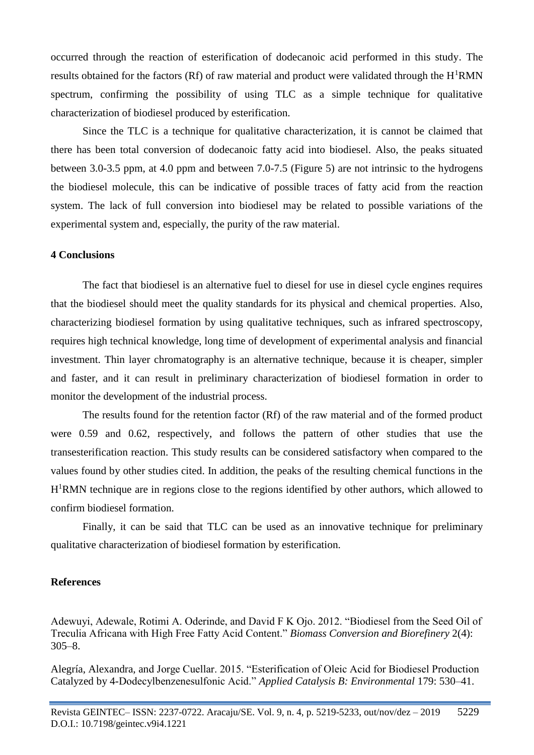occurred through the reaction of esterification of dodecanoic acid performed in this study. The results obtained for the factors (Rf) of raw material and product were validated through the $H^1$RMN spectrum, confirming the possibility of using TLC as a simple technique for qualitative characterization of biodiesel produced by esterification.

Since the TLC is a technique for qualitative characterization, it is cannot be claimed that there has been total conversion of dodecanoic fatty acid into biodiesel. Also, the peaks situated between 3.0-3.5 ppm, at 4.0 ppm and between 7.0-7.5 (Figure 5) are not intrinsic to the hydrogens the biodiesel molecule, this can be indicative of possible traces of fatty acid from the reaction system. The lack of full conversion into biodiesel may be related to possible variations of the experimental system and, especially, the purity of the raw material.

## 4 Conclusions

The fact that biodiesel is an alternative fuel to diesel for use in diesel cycle engines requires that the biodiesel should meet the quality standards for its physical and chemical properties. Also, characterizing biodiesel formation by using qualitative techniques, such as infrared spectroscopy, requires high technical knowledge, long time of development of experimental analysis and financial investment. Thin layer chromatography is an alternative technique, because it is cheaper, simpler and faster, and it can result in preliminary characterization of biodiesel formation in order to monitor the development of the industrial process.

The results found for the retention factor (Rf) of the raw material and of the formed product were 0.59 and 0.62, respectively, and follows the pattern of other studies that use the transesterification reaction. This study results can be considered satisfactory when compared to the values found by other studies cited. In addition, the peaks of the resulting chemical functions in the $H^1$RMN technique are in regions close to the regions identified by other authors, which allowed to confirm biodiesel formation.

Finally, it can be said that TLC can be used as an innovative technique for preliminary qualitative characterization of biodiesel formation by esterification.

## References

Adewuyi, Adewale, Rotimi A. Oderinde, and David F K Ojo. 2012. "Biodiesel from the Seed Oil of Treculia Africana with High Free Fatty Acid Content." *Biomass Conversion and Biorefinery* 2(4): 305–8.

Alegría, Alexandra, and Jorge Cuellar. 2015. "Esterification of Oleic Acid for Biodiesel Production Catalyzed by 4-Dodecylbenzenesulfonic Acid." *Applied Catalysis B: Environmental* 179: 530–41.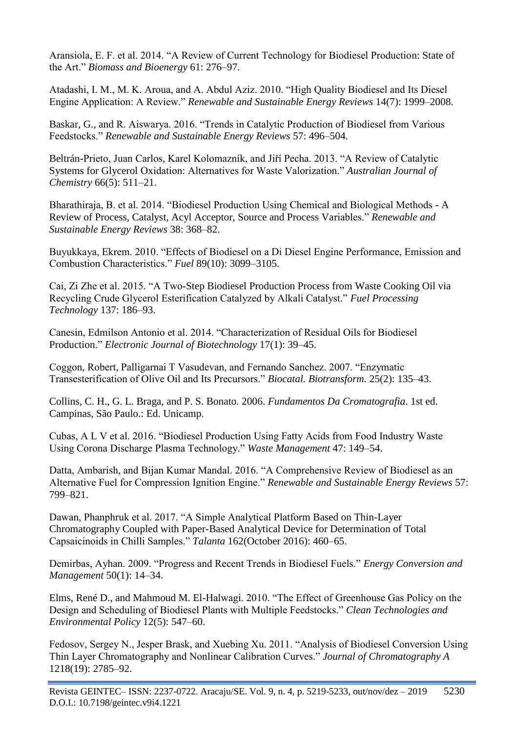Aransiola, E. F. et al. 2014. “A Review of Current Technology for Biodiesel Production: State of the Art.” *Biomass and Bioenergy* 61: 276–97.

Atadashi, I. M., M. K. Aroua, and A. Abdul Aziz. 2010. “High Quality Biodiesel and Its Diesel Engine Application: A Review.” *Renewable and Sustainable Energy Reviews* 14(7): 1999–2008.

Baskar, G., and R. Aiswarya. 2016. “Trends in Catalytic Production of Biodiesel from Various Feedstocks.” *Renewable and Sustainable Energy Reviews* 57: 496–504.

Beltrán-Prieto, Juan Carlos, Karel Kolomazník, and Jiří Pecha. 2013. “A Review of Catalytic Systems for Glycerol Oxidation: Alternatives for Waste Valorization.” *Australian Journal of Chemistry* 66(5): 511–21.

Bharathiraja, B. et al. 2014. “Biodiesel Production Using Chemical and Biological Methods - A Review of Process, Catalyst, Acyl Acceptor, Source and Process Variables.” *Renewable and Sustainable Energy Reviews* 38: 368–82.

Buyukkaya, Ekrem. 2010. “Effects of Biodiesel on a Di Diesel Engine Performance, Emission and Combustion Characteristics.” *Fuel* 89(10): 3099–3105.

Cai, Zi Zhe et al. 2015. “A Two-Step Biodiesel Production Process from Waste Cooking Oil via Recycling Crude Glycerol Esterification Catalyzed by Alkali Catalyst.” *Fuel Processing Technology* 137: 186–93.

Canesin, Edmilson Antonio et al. 2014. “Characterization of Residual Oils for Biodiesel Production.” *Electronic Journal of Biotechnology* 17(1): 39–45.

Coggon, Robert, Palligarnai T Vasudevan, and Fernando Sanchez. 2007. “Enzymatic Transesterification of Olive Oil and Its Precursors.” *Biocatal. Biotransform.* 25(2): 135–43.

Collins, C. H., G. L. Braga, and P. S. Bonato. 2006. *Fundamentos Da Cromatografia*. 1st ed. Campinas, São Paulo.: Ed. Unicamp.

Cubas, A L V et al. 2016. “Biodiesel Production Using Fatty Acids from Food Industry Waste Using Corona Discharge Plasma Technology.” *Waste Management* 47: 149–54.

Datta, Ambarish, and Bijan Kumar Mandal. 2016. “A Comprehensive Review of Biodiesel as an Alternative Fuel for Compression Ignition Engine.” *Renewable and Sustainable Energy Reviews* 57: 799–821.

Dawan, Phanphruk et al. 2017. “A Simple Analytical Platform Based on Thin-Layer Chromatography Coupled with Paper-Based Analytical Device for Determination of Total Capsaicinoids in Chilli Samples.” *Talanta* 162(October 2016): 460–65.

Demirbas, Ayhan. 2009. “Progress and Recent Trends in Biodiesel Fuels.” *Energy Conversion and Management* 50(1): 14–34.

Elms, René D., and Mahmoud M. El-Halwagi. 2010. “The Effect of Greenhouse Gas Policy on the Design and Scheduling of Biodiesel Plants with Multiple Feedstocks.” *Clean Technologies and Environmental Policy* 12(5): 547–60.

Fedosov, Sergey N., Jesper Brask, and Xuebing Xu. 2011. “Analysis of Biodiesel Conversion Using Thin Layer Chromatography and Nonlinear Calibration Curves.” *Journal of Chromatography A* 1218(19): 2785–92.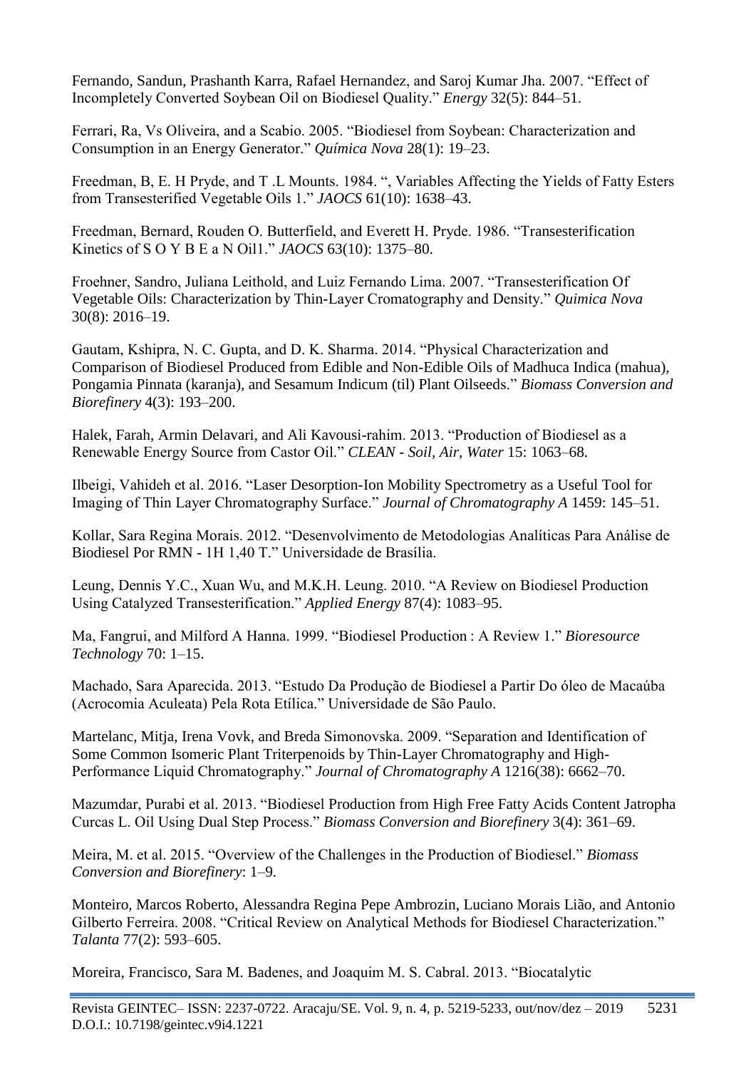Fernando, Sandun, Prashanth Karra, Rafael Hernandez, and Saroj Kumar Jha. 2007. "Effect of Incompletely Converted Soybean Oil on Biodiesel Quality." *Energy* 32(5): 844–51.

Ferrari, Ra, Vs Oliveira, and a Scabio. 2005. "Biodiesel from Soybean: Characterization and Consumption in an Energy Generator." *Química Nova* 28(1): 19–23.

Freedman, B, E. H Pryde, and T .L Mounts. 1984. ", Variables Affecting the Yields of Fatty Esters from Transesterified Vegetable Oils 1." *JAOCS* 61(10): 1638–43.

Freedman, Bernard, Rouden O. Butterfield, and Everett H. Pryde. 1986. "Transesterification Kinetics of S O Y B E a N Oil1." *JAOCS* 63(10): 1375–80.

Froehner, Sandro, Juliana Leithold, and Luiz Fernando Lima. 2007. "Transesterification Of Vegetable Oils: Characterization by Thin-Layer Cromatography and Density." *Quimica Nova* 30(8): 2016–19.

Gautam, Kshipra, N. C. Gupta, and D. K. Sharma. 2014. "Physical Characterization and Comparison of Biodiesel Produced from Edible and Non-Edible Oils of Madhuca Indica (mahua), Pongamia Pinnata (karanja), and Sesamum Indicum (til) Plant Oilseeds." *Biomass Conversion and Biorefinery* 4(3): 193–200.

Halek, Farah, Armin Delavari, and Ali Kavousi-rahim. 2013. "Production of Biodiesel as a Renewable Energy Source from Castor Oil." *CLEAN - Soil, Air, Water* 15: 1063–68.

Ilbeigi, Vahideh et al. 2016. "Laser Desorption-Ion Mobility Spectrometry as a Useful Tool for Imaging of Thin Layer Chromatography Surface." *Journal of Chromatography A* 1459: 145–51.

Kollar, Sara Regina Morais. 2012. "Desenvolvimento de Metodologias Analíticas Para Análise de Biodiesel Por RMN - 1H 1,40 T." Universidade de Brasília.

Leung, Dennis Y.C., Xuan Wu, and M.K.H. Leung. 2010. "A Review on Biodiesel Production Using Catalyzed Transesterification." *Applied Energy* 87(4): 1083–95.

Ma, Fangrui, and Milford A Hanna. 1999. "Biodiesel Production : A Review 1." *Bioresource Technology* 70: 1–15.

Machado, Sara Aparecida. 2013. "Estudo Da Produção de Biodiesel a Partir Do óleo de Macaúba (Acrocomia Aculeata) Pela Rota Etílica." Universidade de São Paulo.

Martelanc, Mitja, Irena Vovk, and Breda Simonovska. 2009. "Separation and Identification of Some Common Isomeric Plant Triterpenoids by Thin-Layer Chromatography and High-Performance Liquid Chromatography." *Journal of Chromatography A* 1216(38): 6662–70.

Mazumdar, Purabi et al. 2013. "Biodiesel Production from High Free Fatty Acids Content Jatropha Curcas L. Oil Using Dual Step Process." *Biomass Conversion and Biorefinery* 3(4): 361–69.

Meira, M. et al. 2015. "Overview of the Challenges in the Production of Biodiesel." *Biomass Conversion and Biorefinery*: 1–9.

Monteiro, Marcos Roberto, Alessandra Regina Pepe Ambrozin, Luciano Morais Lião, and Antonio Gilberto Ferreira. 2008. "Critical Review on Analytical Methods for Biodiesel Characterization." *Talanta* 77(2): 593–605.

Moreira, Francisco, Sara M. Badenes, and Joaquim M. S. Cabral. 2013. "Biocatalytic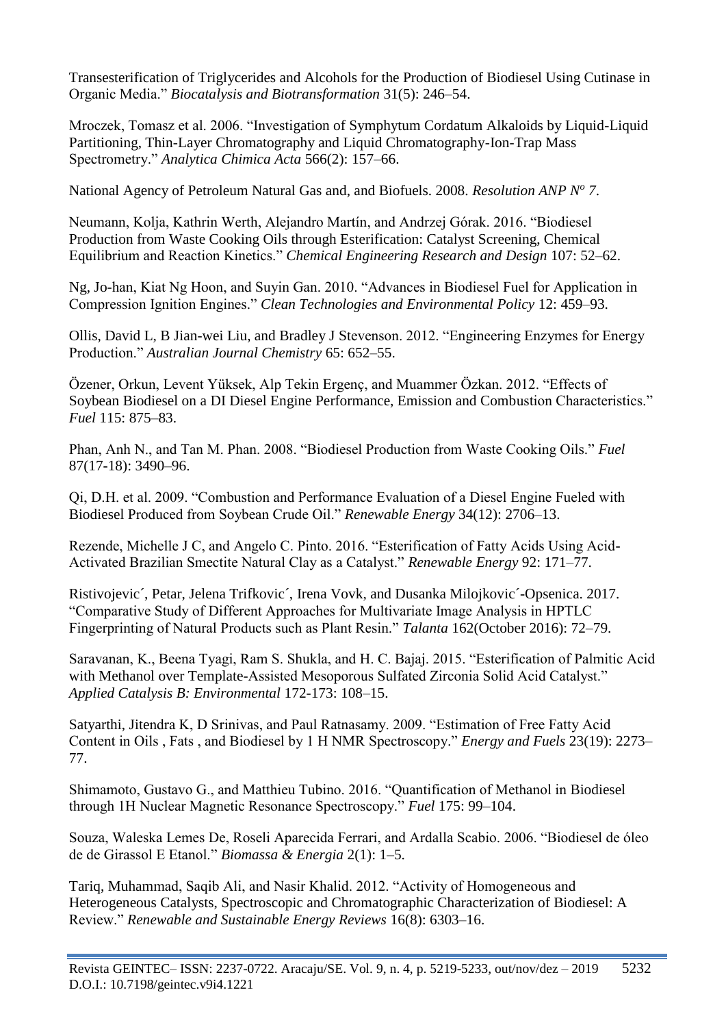Transesterification of Triglycerides and Alcohols for the Production of Biodiesel Using Cutinase in Organic Media." *Biocatalysis and Biotransformation* 31(5): 246–54.

Mroczek, Tomasz et al. 2006. "Investigation of Symphytum Cordatum Alkaloids by Liquid-Liquid Partitioning, Thin-Layer Chromatography and Liquid Chromatography-Ion-Trap Mass Spectrometry." *Analytica Chimica Acta* 566(2): 157–66.

National Agency of Petroleum Natural Gas and, and Biofuels. 2008. *Resolution ANP Nº 7*.

Neumann, Kolja, Kathrin Werth, Alejandro Martín, and Andrzej Górak. 2016. "Biodiesel Production from Waste Cooking Oils through Esterification: Catalyst Screening, Chemical Equilibrium and Reaction Kinetics." *Chemical Engineering Research and Design* 107: 52–62.

Ng, Jo-han, Kiat Ng Hoon, and Suyin Gan. 2010. "Advances in Biodiesel Fuel for Application in Compression Ignition Engines." *Clean Technologies and Environmental Policy* 12: 459–93.

Ollis, David L, B Jian-wei Liu, and Bradley J Stevenson. 2012. "Engineering Enzymes for Energy Production." *Australian Journal Chemistry* 65: 652–55.

Özener, Orkun, Levent Yüksek, Alp Tekin Ergenç, and Muammer Özkan. 2012. "Effects of Soybean Biodiesel on a DI Diesel Engine Performance, Emission and Combustion Characteristics." *Fuel* 115: 875–83.

Phan, Anh N., and Tan M. Phan. 2008. "Biodiesel Production from Waste Cooking Oils." *Fuel* 87(17-18): 3490–96.

Qi, D.H. et al. 2009. "Combustion and Performance Evaluation of a Diesel Engine Fueled with Biodiesel Produced from Soybean Crude Oil." *Renewable Energy* 34(12): 2706–13.

Rezende, Michelle J C, and Angelo C. Pinto. 2016. "Esterification of Fatty Acids Using Acid-Activated Brazilian Smectite Natural Clay as a Catalyst." *Renewable Energy* 92: 171–77.

Ristivojevic´, Petar, Jelena Trifkovic´, Irena Vovk, and Dusanka Milojkovic´-Opsenica. 2017. "Comparative Study of Different Approaches for Multivariate Image Analysis in HPTLC Fingerprinting of Natural Products such as Plant Resin." *Talanta* 162(October 2016): 72–79.

Saravanan, K., Beena Tyagi, Ram S. Shukla, and H. C. Bajaj. 2015. "Esterification of Palmitic Acid with Methanol over Template-Assisted Mesoporous Sulfated Zirconia Solid Acid Catalyst." *Applied Catalysis B: Environmental* 172-173: 108–15.

Satyarthi, Jitendra K, D Srinivas, and Paul Ratnasamy. 2009. "Estimation of Free Fatty Acid Content in Oils , Fats , and Biodiesel by 1 H NMR Spectroscopy." *Energy and Fuels* 23(19): 2273–77.

Shimamoto, Gustavo G., and Matthieu Tubino. 2016. "Quantification of Methanol in Biodiesel through 1H Nuclear Magnetic Resonance Spectroscopy." *Fuel* 175: 99–104.

Souza, Waleska Lemes De, Roseli Aparecida Ferrari, and Ardalla Scabio. 2006. "Biodiesel de óleo de de Girassol E Etanol." *Biomassa & Energia* 2(1): 1–5.

Tariq, Muhammad, Saqib Ali, and Nasir Khalid. 2012. "Activity of Homogeneous and Heterogeneous Catalysts, Spectroscopic and Chromatographic Characterization of Biodiesel: A Review." *Renewable and Sustainable Energy Reviews* 16(8): 6303–16.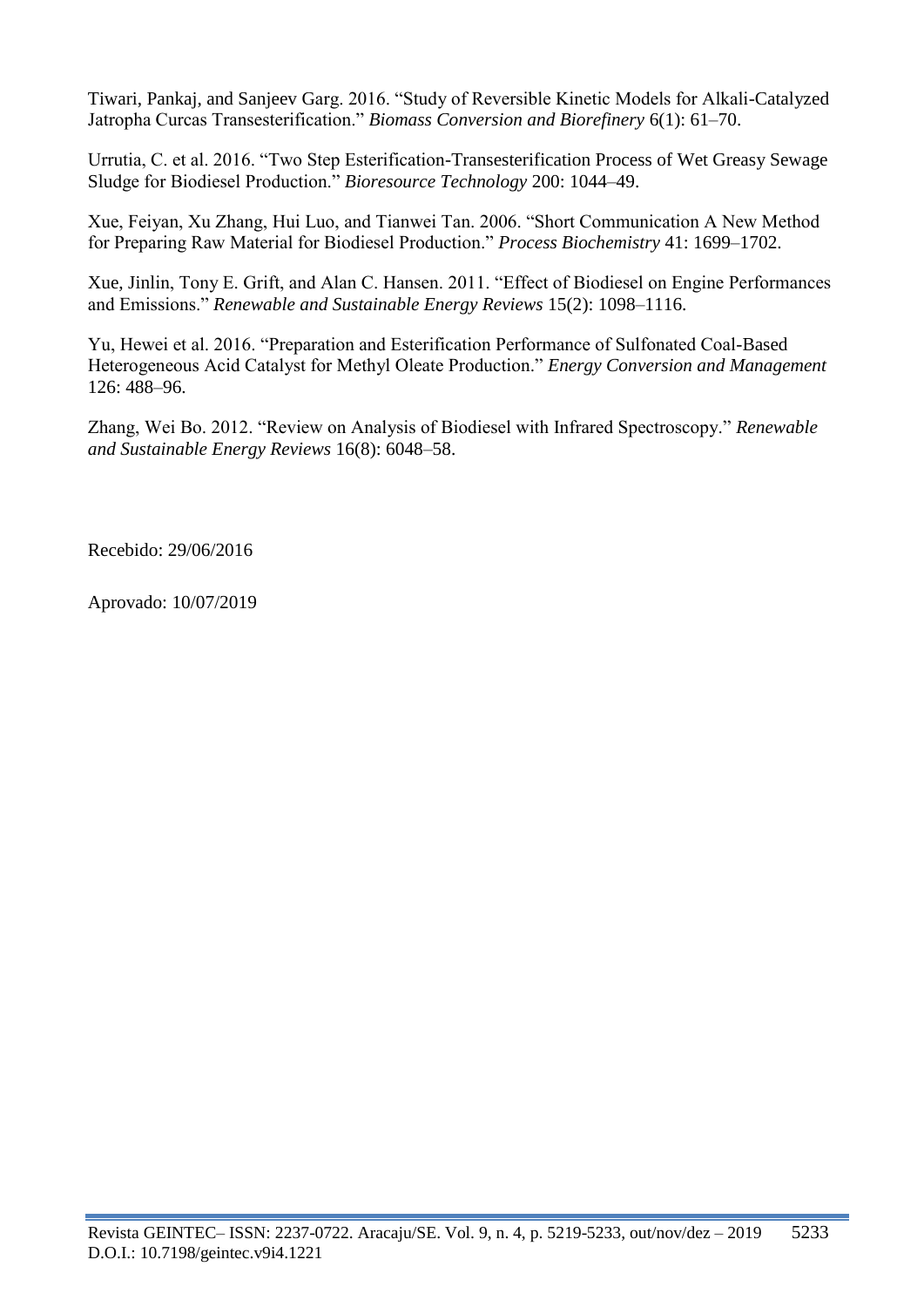Tiwari, Pankaj, and Sanjeev Garg. 2016. "Study of Reversible Kinetic Models for Alkali-Catalyzed Jatropha Curcas Transesterification." *Biomass Conversion and Biorefinery* 6(1): 61–70.

Urrutia, C. et al. 2016. "Two Step Esterification-Transesterification Process of Wet Greasy Sewage Sludge for Biodiesel Production." *Bioresource Technology* 200: 1044–49.

Xue, Feiyan, Xu Zhang, Hui Luo, and Tianwei Tan. 2006. "Short Communication A New Method for Preparing Raw Material for Biodiesel Production." *Process Biochemistry* 41: 1699–1702.

Xue, Jinlin, Tony E. Grift, and Alan C. Hansen. 2011. "Effect of Biodiesel on Engine Performances and Emissions." *Renewable and Sustainable Energy Reviews* 15(2): 1098–1116.

Yu, Hewei et al. 2016. "Preparation and Esterification Performance of Sulfonated Coal-Based Heterogeneous Acid Catalyst for Methyl Oleate Production." *Energy Conversion and Management* 126: 488–96.

Zhang, Wei Bo. 2012. "Review on Analysis of Biodiesel with Infrared Spectroscopy." *Renewable and Sustainable Energy Reviews* 16(8): 6048–58.

Recebido: 29/06/2016

Aprovado: 10/07/2019